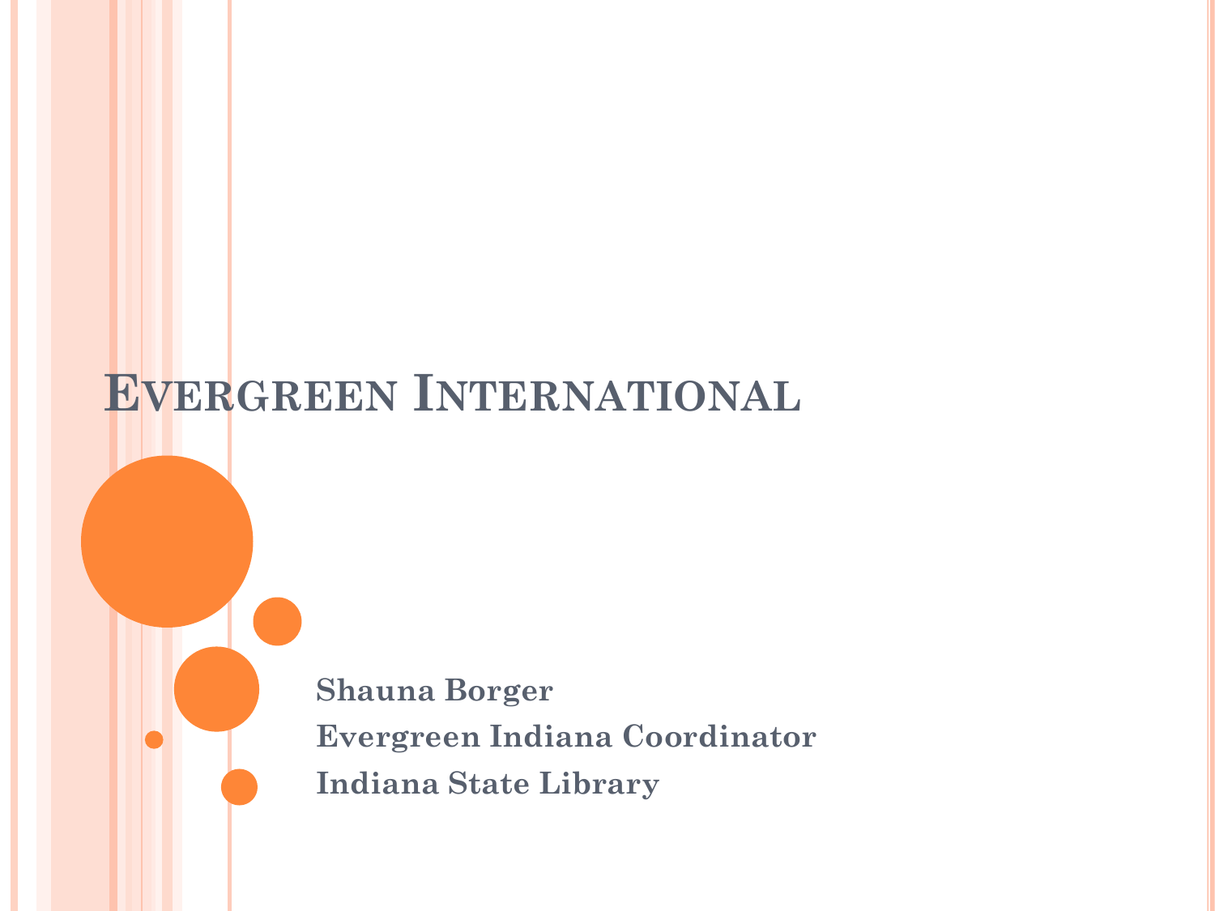# Evergreen International

**Shauna Borger**
**Evergreen Indiana Coordinator**
**Indiana State Library**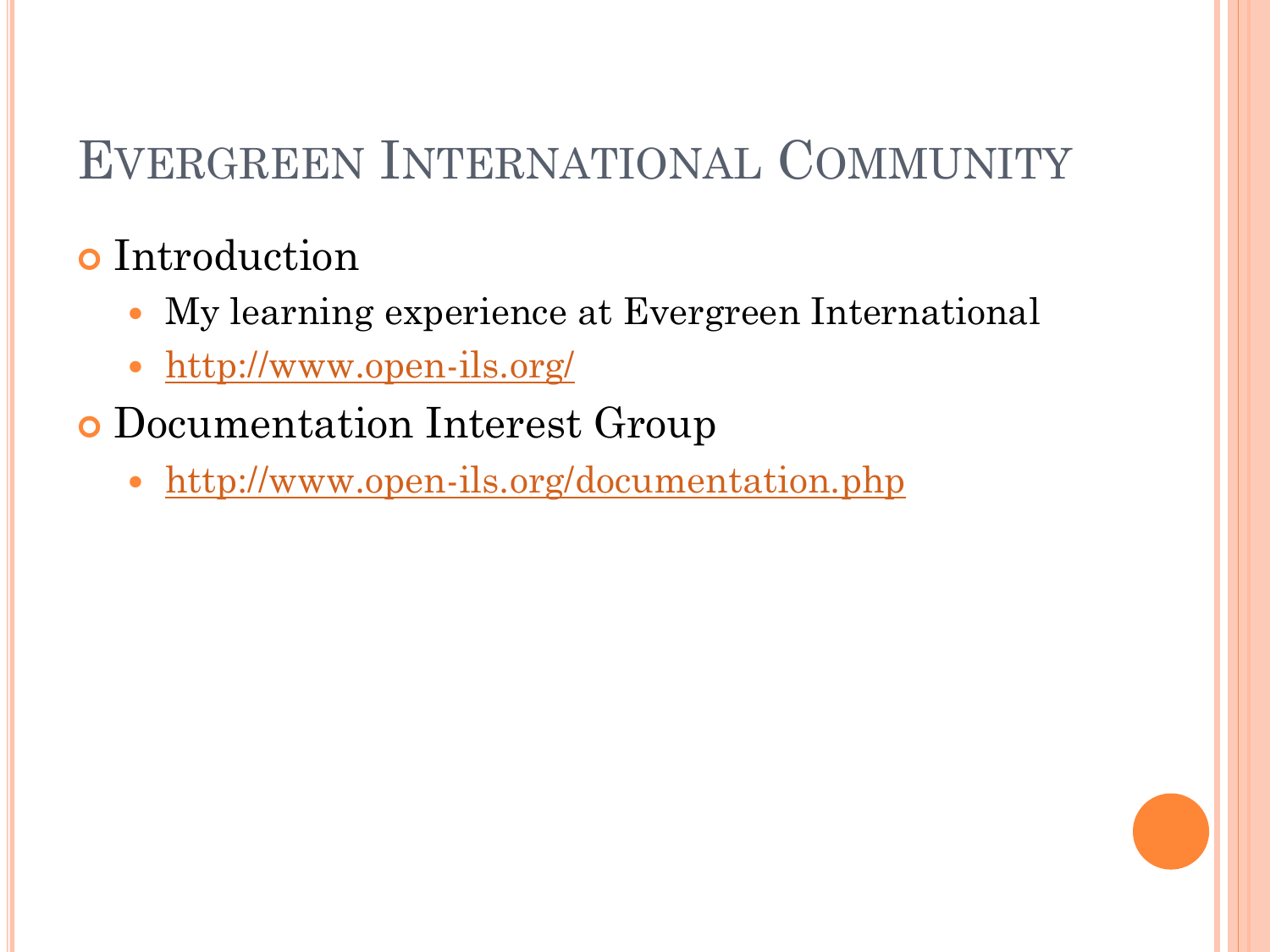# Evergreen International Community

- Introduction
  - My learning experience at Evergreen International
  - http://www.open-ils.org/
- Documentation Interest Group
  - http://www.open-ils.org/documentation.php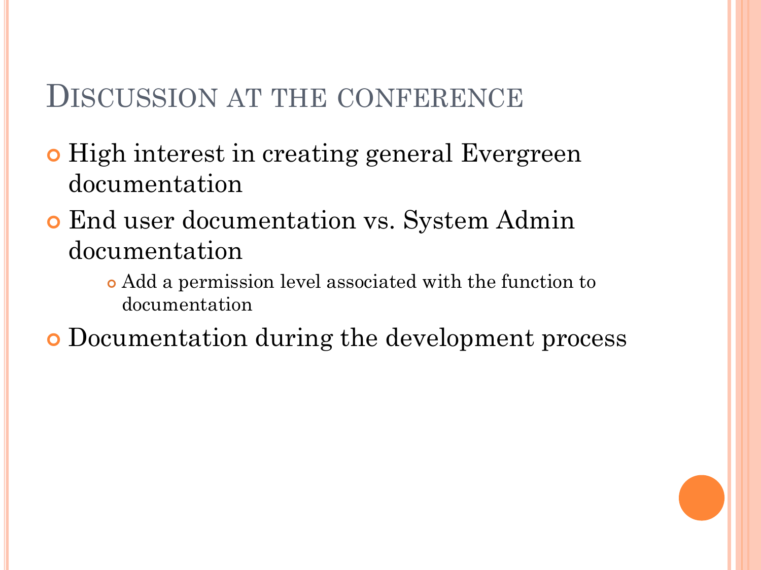# Discussion at the conference

- High interest in creating general Evergreen documentation
- End user documentation vs. System Admin documentation
  - Add a permission level associated with the function to documentation
- Documentation during the development process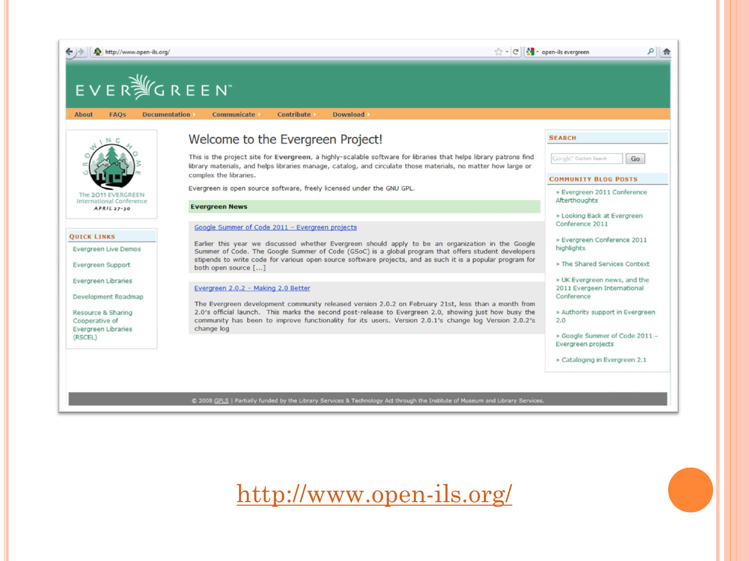Welcome to the Evergreen Project!

This is the project site for **Evergreen**, a highly-scalable software for libraries that helps library patrons find library materials, and helps libraries manage, catalog, and circulate those materials, no matter how large or complex the libraries.

Evergreen is open source software, freely licensed under the GNU GPL.

**Evergreen News**

Google Summer of Code 2011 – Evergreen projects

Earlier this year we discussed whether Evergreen should apply to be an organization in the Google Summer of Code. The Google Summer of Code (GSoC) is a global program that offers student developers stipends to write code for various open source software projects, and as such it is a popular program for both open source […]

Evergreen 2.0.2 – Making 2.0 Better

The Evergreen development community released version 2.0.2 on February 21st, less than a month from 2.0's official launch. This marks the second post-release to Evergreen 2.0, showing just how busy the community has been to improve functionality for its users. Version 2.0.1's change log Version 2.0.2's change log

http://www.open-ils.org/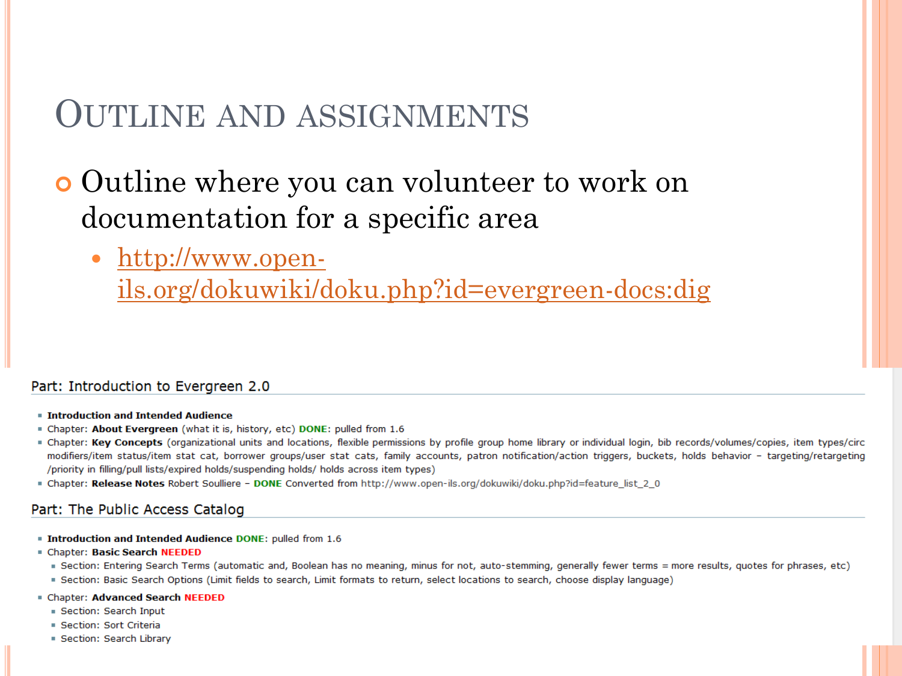# Outline and assignments

- Outline where you can volunteer to work on documentation for a specific area
  - [http://www.open-ils.org/dokuwiki/doku.php?id=evergreen-docs:dig](http://www.open-ils.org/dokuwiki/doku.php?id=evergreen-docs:dig)

## Part: Introduction to Evergreen 2.0

- **Introduction and Intended Audience**
- Chapter: **About Evergreen** (what it is, history, etc) **DONE**: pulled from 1.6
- Chapter: **Key Concepts** (organizational units and locations, flexible permissions by profile group home library or individual login, bib records/volumes/copies, item types/circ modifiers/item status/item stat cat, borrower groups/user stat cats, family accounts, patron notification/action triggers, buckets, holds behavior – targeting/retargeting /priority in filling/pull lists/expired holds/suspending holds/ holds across item types)
- Chapter: **Release Notes** Robert Soulliere – **DONE** Converted from http://www.open-ils.org/dokuwiki/doku.php?id=feature_list_2_0

## Part: The Public Access Catalog

- **Introduction and Intended Audience DONE**: pulled from 1.6
- Chapter: **Basic Search NEEDED**
  - Section: Entering Search Terms (automatic and, Boolean has no meaning, minus for not, auto-stemming, generally fewer terms = more results, quotes for phrases, etc)
  - Section: Basic Search Options (Limit fields to search, Limit formats to return, select locations to search, choose display language)
- Chapter: **Advanced Search NEEDED**
  - Section: Search Input
  - Section: Sort Criteria
  - Section: Search Library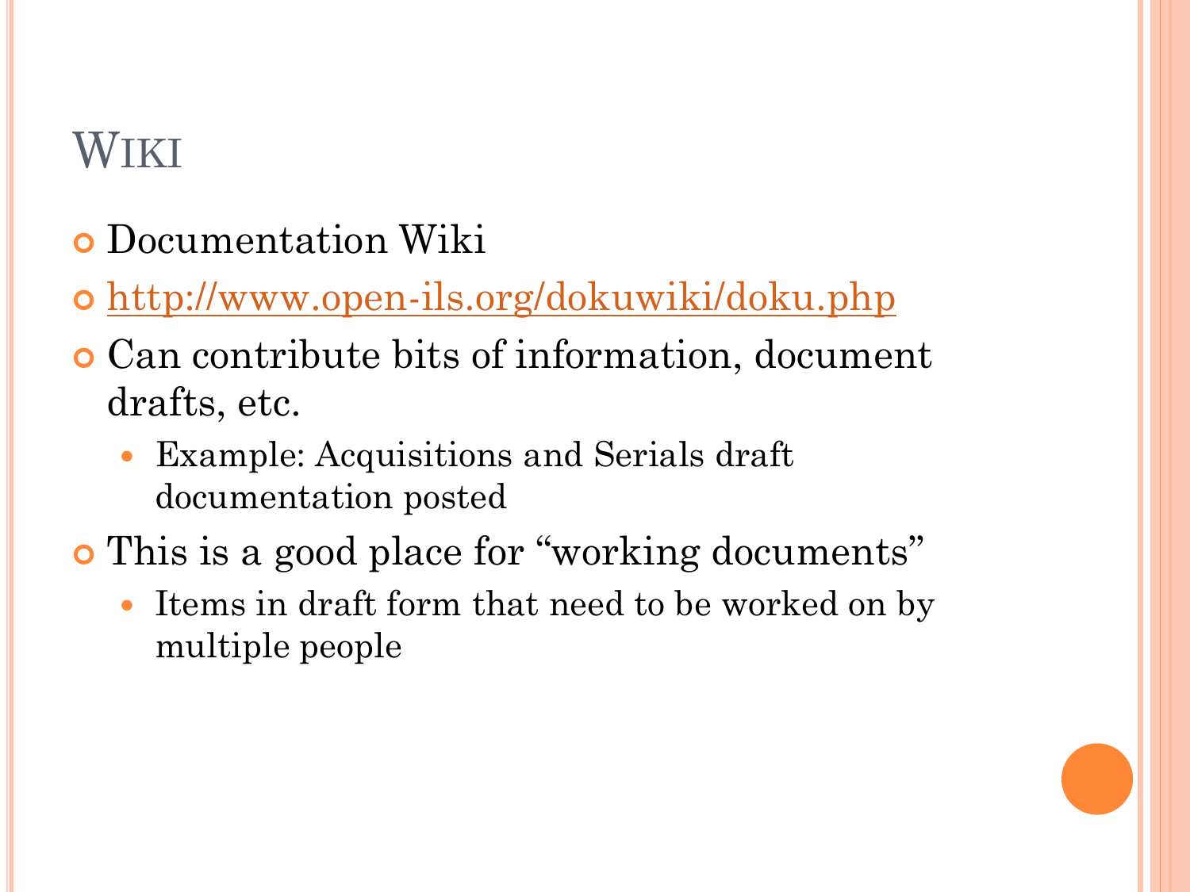# Wiki

- Documentation Wiki
- [http://www.open-ils.org/dokuwiki/doku.php](http://www.open-ils.org/dokuwiki/doku.php)
- Can contribute bits of information, document drafts, etc.
  - Example: Acquisitions and Serials draft documentation posted
- This is a good place for "working documents"
  - Items in draft form that need to be worked on by multiple people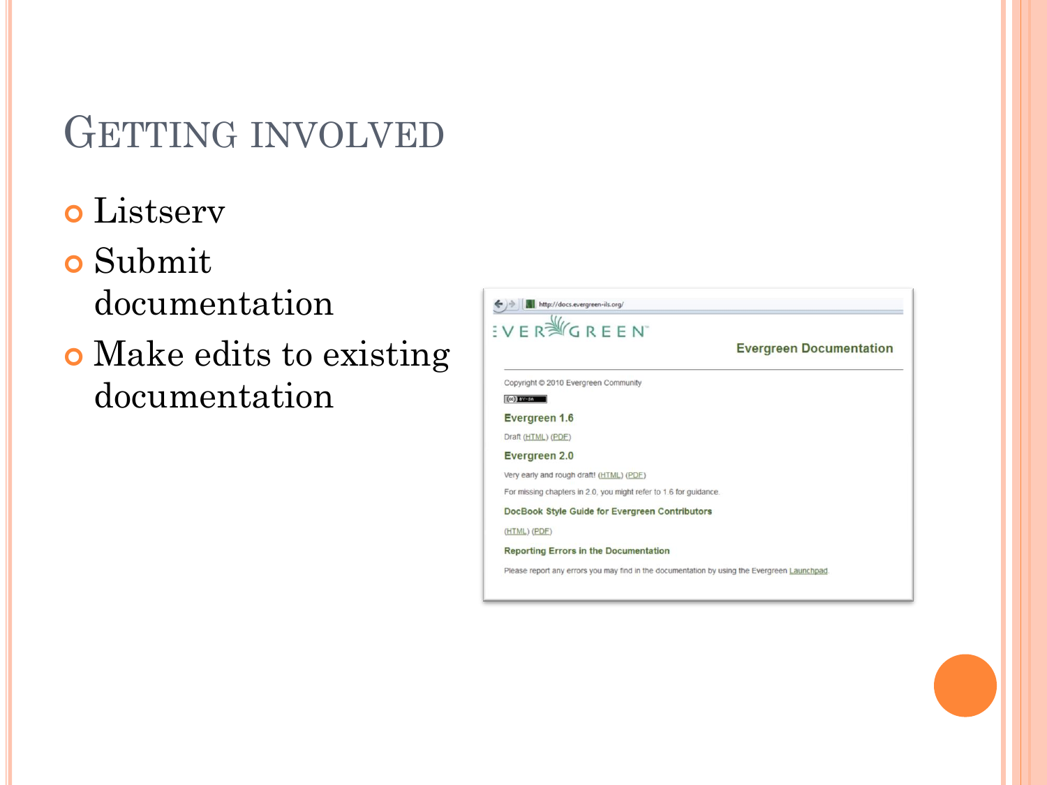# Getting involved

- Listserv
- Submit documentation
- Make edits to existing documentation

http://docs.evergreen-ils.org/

EVERGREEN

Evergreen Documentation

Copyright © 2010 Evergreen Community

**Evergreen 1.6**

Draft (HTML) (PDF)

**Evergreen 2.0**

Very early and rough draft! (HTML) (PDF)

For missing chapters in 2.0, you might refer to 1.6 for guidance.

**DocBook Style Guide for Evergreen Contributors**

(HTML) (PDF)

**Reporting Errors in the Documentation**

Please report any errors you may find in the documentation by using the Evergreen Launchpad.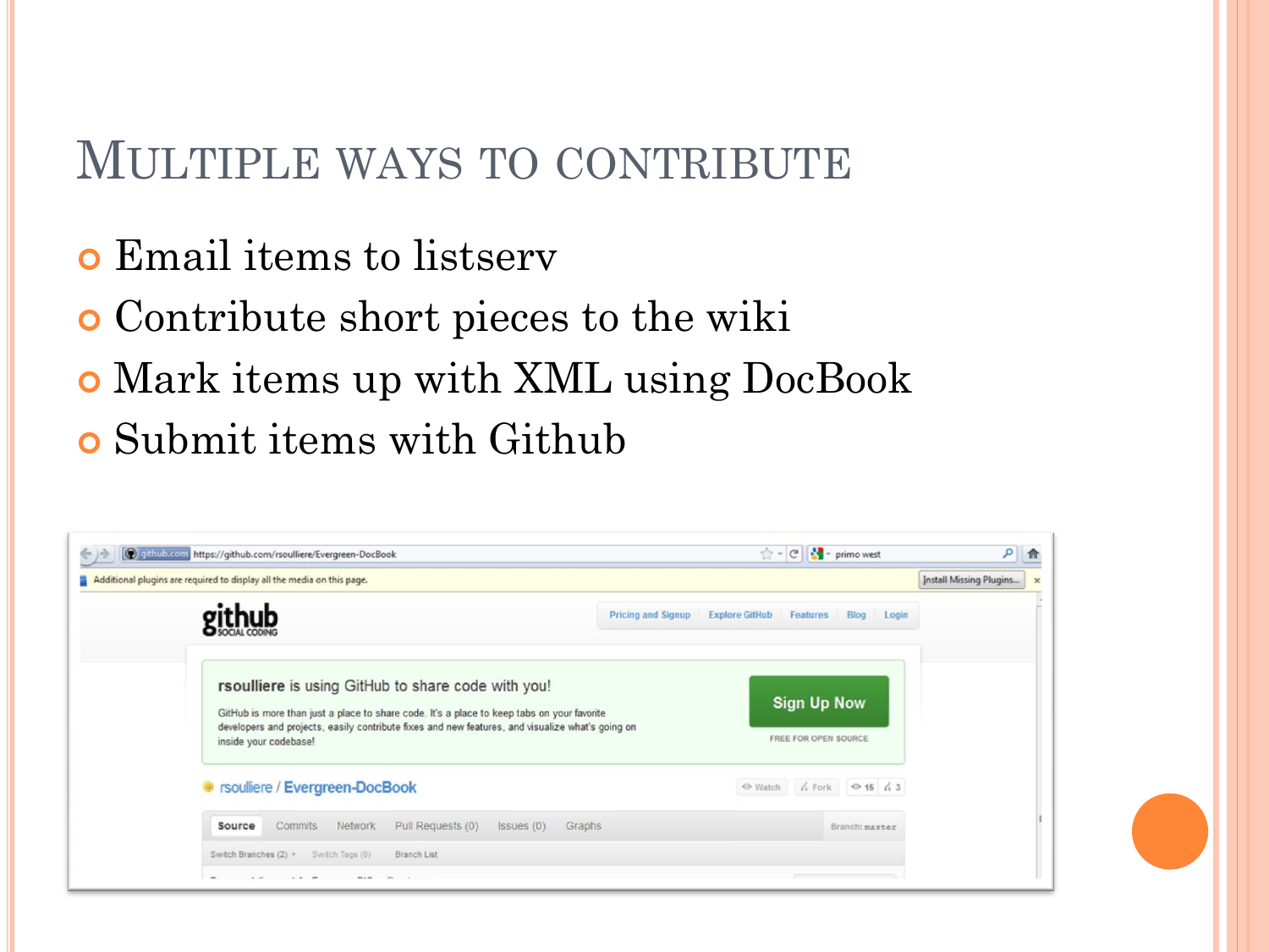# Multiple ways to contribute

- Email items to listserv
- Contribute short pieces to the wiki
- Mark items up with XML using DocBook
- Submit items with Github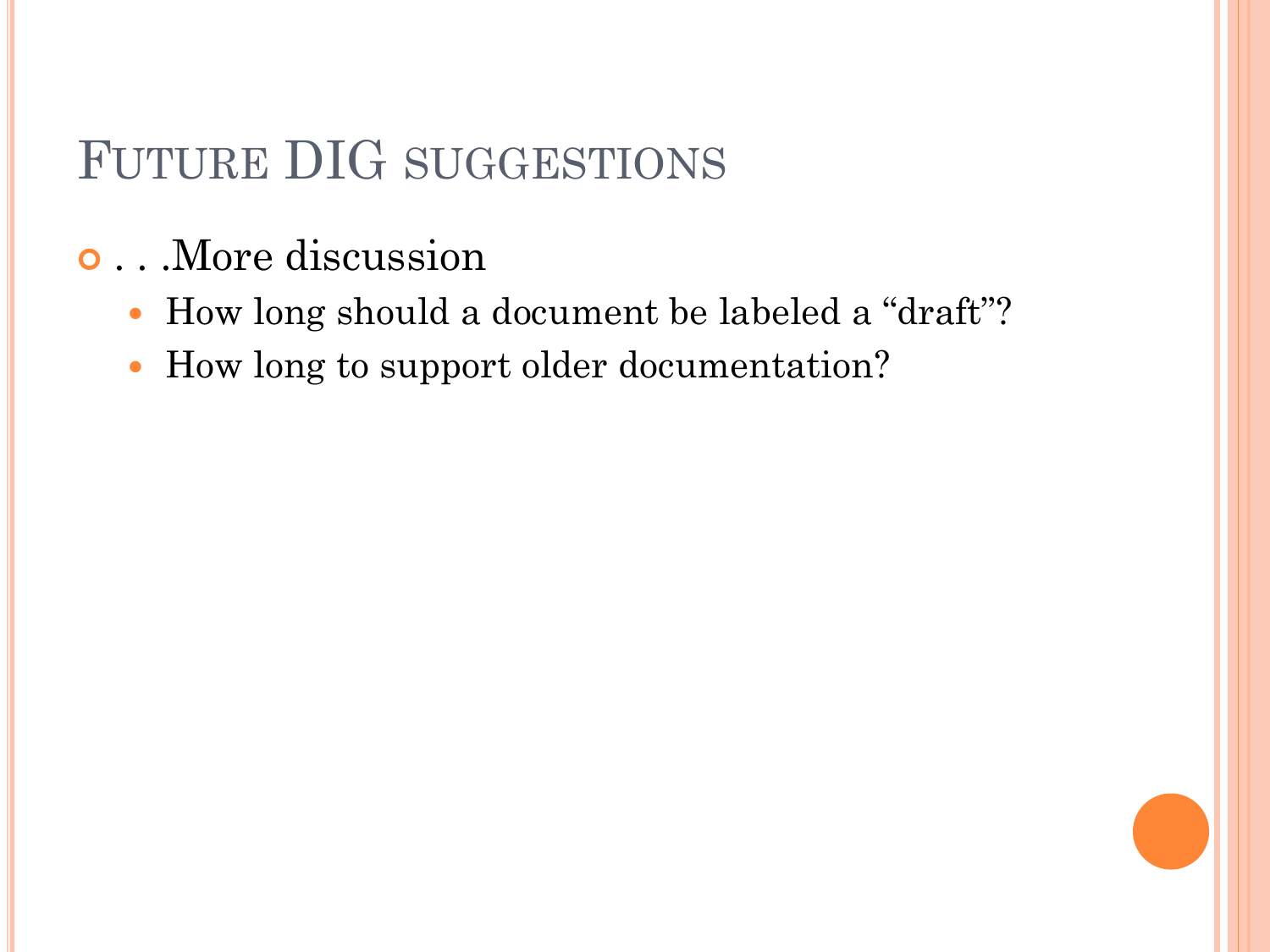# Future DIG suggestions

- . . .More discussion
  - How long should a document be labeled a “draft”?
  - How long to support older documentation?